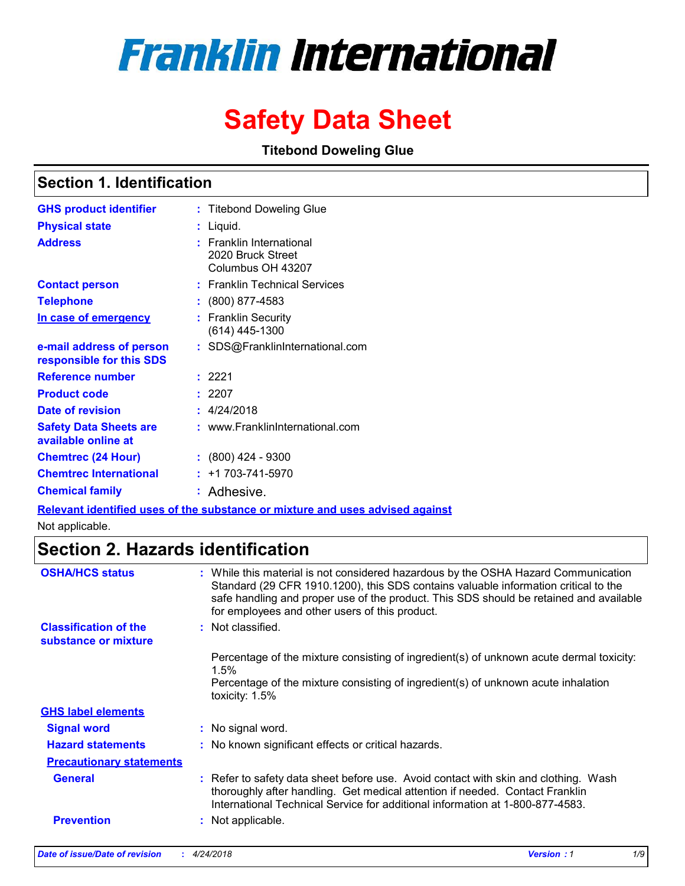# Franklin International

# Safety Data Sheet

**Titebond Doweling Glue**

## Section 1. Identification

| | |
|---|---|
| **GHS product identifier** | : Titebond Doweling Glue |
| **Physical state** | : Liquid. |
| **Address** | : Franklin International<br>2020 Bruck Street<br>Columbus OH 43207 |
| **Contact person** | : Franklin Technical Services |
| **Telephone** | : (800) 877-4583 |
| **In case of emergency** | : Franklin Security<br>(614) 445-1300 |
| **e-mail address of person responsible for this SDS** | : SDS@FranklinInternational.com |
| **Reference number** | : 2221 |
| **Product code** | : 2207 |
| **Date of revision** | : 4/24/2018 |
| **Safety Data Sheets are available online at** | : www.FranklinInternational.com |
| **Chemtrec (24 Hour)** | : (800) 424 - 9300 |
| **Chemtrec International** | : +1 703-741-5970 |
| **Chemical family** | : Adhesive. |

**Relevant identified uses of the substance or mixture and uses advised against**

Not applicable.

## Section 2. Hazards identification

| | |
|---|---|
| **OSHA/HCS status** | : While this material is not considered hazardous by the OSHA Hazard Communication Standard (29 CFR 1910.1200), this SDS contains valuable information critical to the safe handling and proper use of the product. This SDS should be retained and available for employees and other users of this product. |
| **Classification of the substance or mixture** | : Not classified.<br><br>Percentage of the mixture consisting of ingredient(s) of unknown acute dermal toxicity: 1.5%<br>Percentage of the mixture consisting of ingredient(s) of unknown acute inhalation toxicity: 1.5% |

**GHS label elements**

| | |
|---|---|
| **Signal word** | : No signal word. |
| **Hazard statements** | : No known significant effects or critical hazards. |

**Precautionary statements**

| | |
|---|---|
| **General** | : Refer to safety data sheet before use. Avoid contact with skin and clothing. Wash thoroughly after handling. Get medical attention if needed. Contact Franklin International Technical Service for additional information at 1-800-877-4583. |
| **Prevention** | : Not applicable. |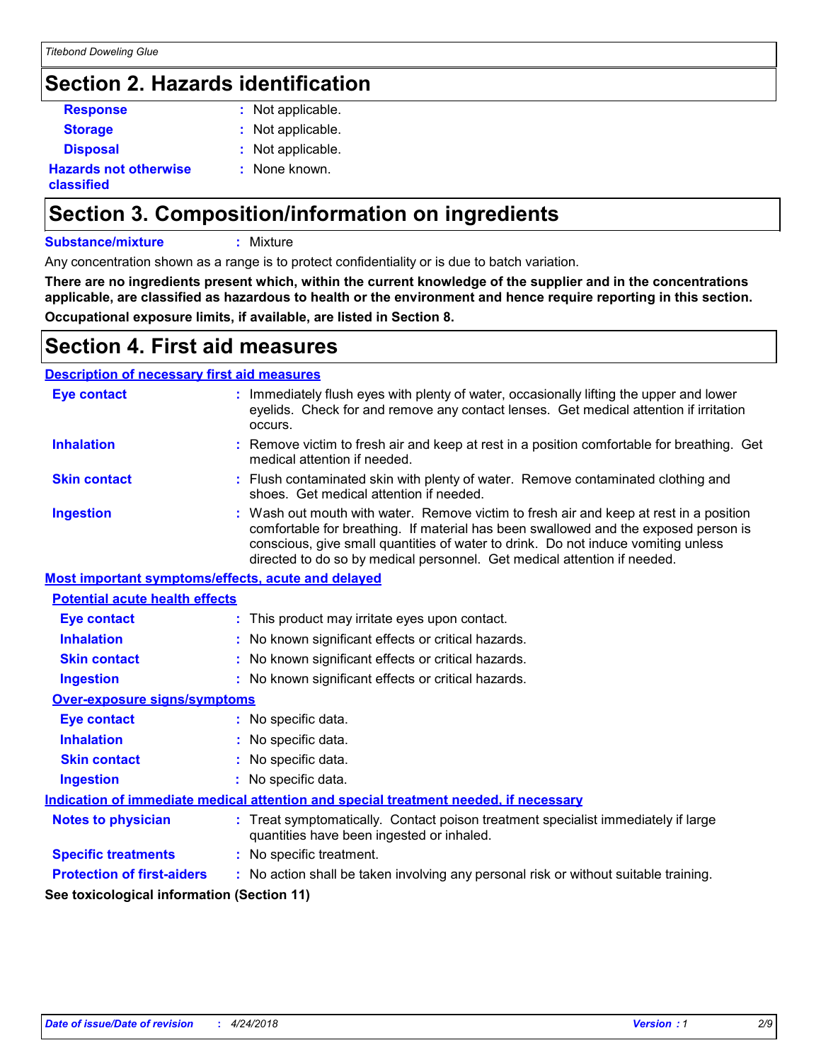## Section 2. Hazards identification

| | |
|---|---|
| **Response** | : Not applicable. |
| **Storage** | : Not applicable. |
| **Disposal** | : Not applicable. |
| **Hazards not otherwise classified** | : None known. |

## Section 3. Composition/information on ingredients

**Substance/mixture** : Mixture

Any concentration shown as a range is to protect confidentiality or is due to batch variation.

**There are no ingredients present which, within the current knowledge of the supplier and in the concentrations applicable, are classified as hazardous to health or the environment and hence require reporting in this section.**

**Occupational exposure limits, if available, are listed in Section 8.**

## Section 4. First aid measures

### Description of necessary first aid measures

| | |
|---|---|
| **Eye contact** | : Immediately flush eyes with plenty of water, occasionally lifting the upper and lower eyelids. Check for and remove any contact lenses. Get medical attention if irritation occurs. |
| **Inhalation** | : Remove victim to fresh air and keep at rest in a position comfortable for breathing. Get medical attention if needed. |
| **Skin contact** | : Flush contaminated skin with plenty of water. Remove contaminated clothing and shoes. Get medical attention if needed. |
| **Ingestion** | : Wash out mouth with water. Remove victim to fresh air and keep at rest in a position comfortable for breathing. If material has been swallowed and the exposed person is conscious, give small quantities of water to drink. Do not induce vomiting unless directed to do so by medical personnel. Get medical attention if needed. |

### Most important symptoms/effects, acute and delayed

#### Potential acute health effects

| | |
|---|---|
| **Eye contact** | : This product may irritate eyes upon contact. |
| **Inhalation** | : No known significant effects or critical hazards. |
| **Skin contact** | : No known significant effects or critical hazards. |
| **Ingestion** | : No known significant effects or critical hazards. |

#### Over-exposure signs/symptoms

| | |
|---|---|
| **Eye contact** | : No specific data. |
| **Inhalation** | : No specific data. |
| **Skin contact** | : No specific data. |
| **Ingestion** | : No specific data. |

### Indication of immediate medical attention and special treatment needed, if necessary

| | |
|---|---|
| **Notes to physician** | : Treat symptomatically. Contact poison treatment specialist immediately if large quantities have been ingested or inhaled. |
| **Specific treatments** | : No specific treatment. |
| **Protection of first-aiders** | : No action shall be taken involving any personal risk or without suitable training. |

**See toxicological information (Section 11)**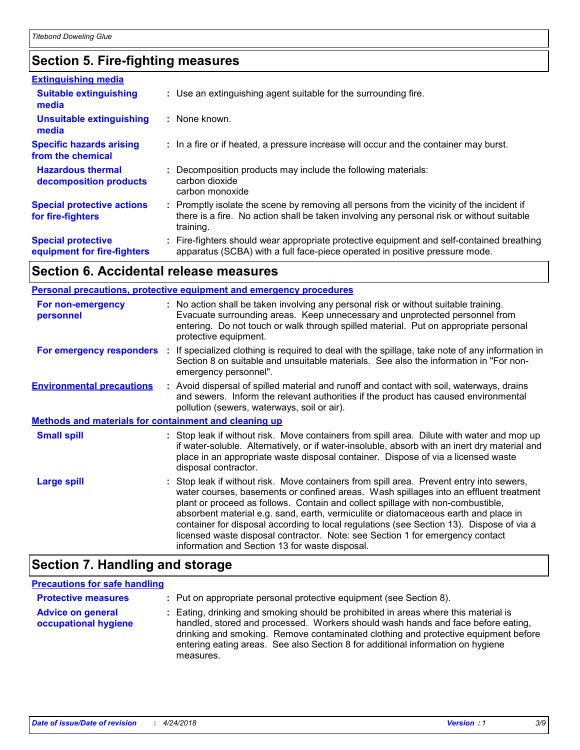## Section 5. Fire-fighting measures

**Extinguishing media**

| | |
|---|---|
| **Suitable extinguishing media** | : Use an extinguishing agent suitable for the surrounding fire. |
| **Unsuitable extinguishing media** | : None known. |
| **Specific hazards arising from the chemical** | : In a fire or if heated, a pressure increase will occur and the container may burst. |
| **Hazardous thermal decomposition products** | : Decomposition products may include the following materials: carbon dioxide carbon monoxide |
| **Special protective actions for fire-fighters** | : Promptly isolate the scene by removing all persons from the vicinity of the incident if there is a fire. No action shall be taken involving any personal risk or without suitable training. |
| **Special protective equipment for fire-fighters** | : Fire-fighters should wear appropriate protective equipment and self-contained breathing apparatus (SCBA) with a full face-piece operated in positive pressure mode. |

## Section 6. Accidental release measures

**Personal precautions, protective equipment and emergency procedures**

| | |
|---|---|
| **For non-emergency personnel** | : No action shall be taken involving any personal risk or without suitable training. Evacuate surrounding areas. Keep unnecessary and unprotected personnel from entering. Do not touch or walk through spilled material. Put on appropriate personal protective equipment. |
| **For emergency responders** | : If specialized clothing is required to deal with the spillage, take note of any information in Section 8 on suitable and unsuitable materials. See also the information in "For non-emergency personnel". |
| **Environmental precautions** | : Avoid dispersal of spilled material and runoff and contact with soil, waterways, drains and sewers. Inform the relevant authorities if the product has caused environmental pollution (sewers, waterways, soil or air). |

**Methods and materials for containment and cleaning up**

| | |
|---|---|
| **Small spill** | : Stop leak if without risk. Move containers from spill area. Dilute with water and mop up if water-soluble. Alternatively, or if water-insoluble, absorb with an inert dry material and place in an appropriate waste disposal container. Dispose of via a licensed waste disposal contractor. |
| **Large spill** | : Stop leak if without risk. Move containers from spill area. Prevent entry into sewers, water courses, basements or confined areas. Wash spillages into an effluent treatment plant or proceed as follows. Contain and collect spillage with non-combustible, absorbent material e.g. sand, earth, vermiculite or diatomaceous earth and place in container for disposal according to local regulations (see Section 13). Dispose of via a licensed waste disposal contractor. Note: see Section 1 for emergency contact information and Section 13 for waste disposal. |

## Section 7. Handling and storage

**Precautions for safe handling**

| | |
|---|---|
| **Protective measures** | : Put on appropriate personal protective equipment (see Section 8). |
| **Advice on general occupational hygiene** | : Eating, drinking and smoking should be prohibited in areas where this material is handled, stored and processed. Workers should wash hands and face before eating, drinking and smoking. Remove contaminated clothing and protective equipment before entering eating areas. See also Section 8 for additional information on hygiene measures. |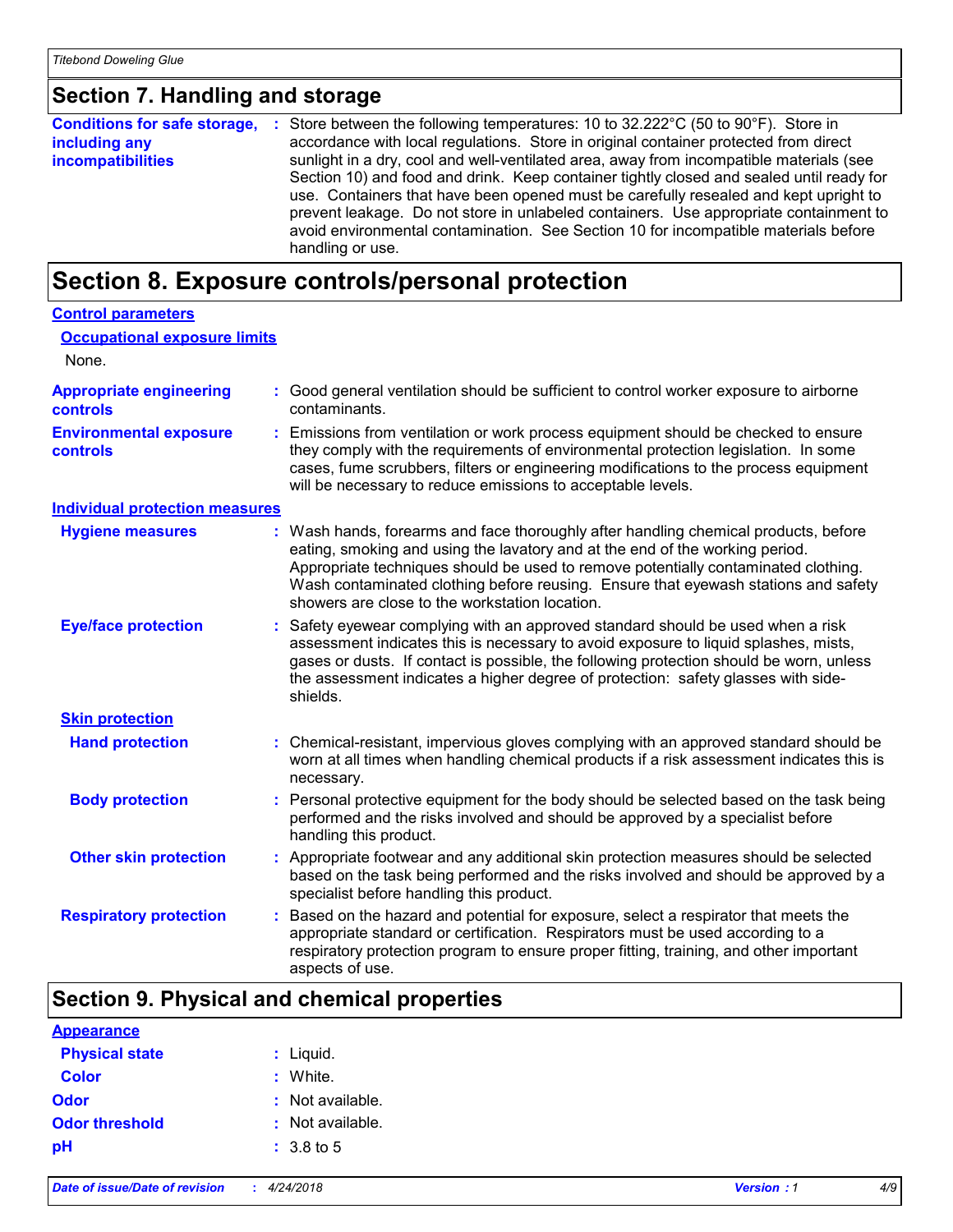## Section 7. Handling and storage

**Conditions for safe storage, including any incompatibilities** : Store between the following temperatures: 10 to 32.222°C (50 to 90°F). Store in accordance with local regulations. Store in original container protected from direct sunlight in a dry, cool and well-ventilated area, away from incompatible materials (see Section 10) and food and drink. Keep container tightly closed and sealed until ready for use. Containers that have been opened must be carefully resealed and kept upright to prevent leakage. Do not store in unlabeled containers. Use appropriate containment to avoid environmental contamination. See Section 10 for incompatible materials before handling or use.

## Section 8. Exposure controls/personal protection

### Control parameters

#### Occupational exposure limits

None.

**Appropriate engineering controls** : Good general ventilation should be sufficient to control worker exposure to airborne contaminants.

**Environmental exposure controls** : Emissions from ventilation or work process equipment should be checked to ensure they comply with the requirements of environmental protection legislation. In some cases, fume scrubbers, filters or engineering modifications to the process equipment will be necessary to reduce emissions to acceptable levels.

### Individual protection measures

**Hygiene measures** : Wash hands, forearms and face thoroughly after handling chemical products, before eating, smoking and using the lavatory and at the end of the working period. Appropriate techniques should be used to remove potentially contaminated clothing. Wash contaminated clothing before reusing. Ensure that eyewash stations and safety showers are close to the workstation location.

**Eye/face protection** : Safety eyewear complying with an approved standard should be used when a risk assessment indicates this is necessary to avoid exposure to liquid splashes, mists, gases or dusts. If contact is possible, the following protection should be worn, unless the assessment indicates a higher degree of protection: safety glasses with side-shields.

#### Skin protection

**Hand protection** : Chemical-resistant, impervious gloves complying with an approved standard should be worn at all times when handling chemical products if a risk assessment indicates this is necessary.

**Body protection** : Personal protective equipment for the body should be selected based on the task being performed and the risks involved and should be approved by a specialist before handling this product.

**Other skin protection** : Appropriate footwear and any additional skin protection measures should be selected based on the task being performed and the risks involved and should be approved by a specialist before handling this product.

**Respiratory protection** : Based on the hazard and potential for exposure, select a respirator that meets the appropriate standard or certification. Respirators must be used according to a respiratory protection program to ensure proper fitting, training, and other important aspects of use.

## Section 9. Physical and chemical properties

### Appearance

**Physical state** : Liquid.

**Color** : White.

**Odor** : Not available.

**Odor threshold** : Not available.

**pH** : 3.8 to 5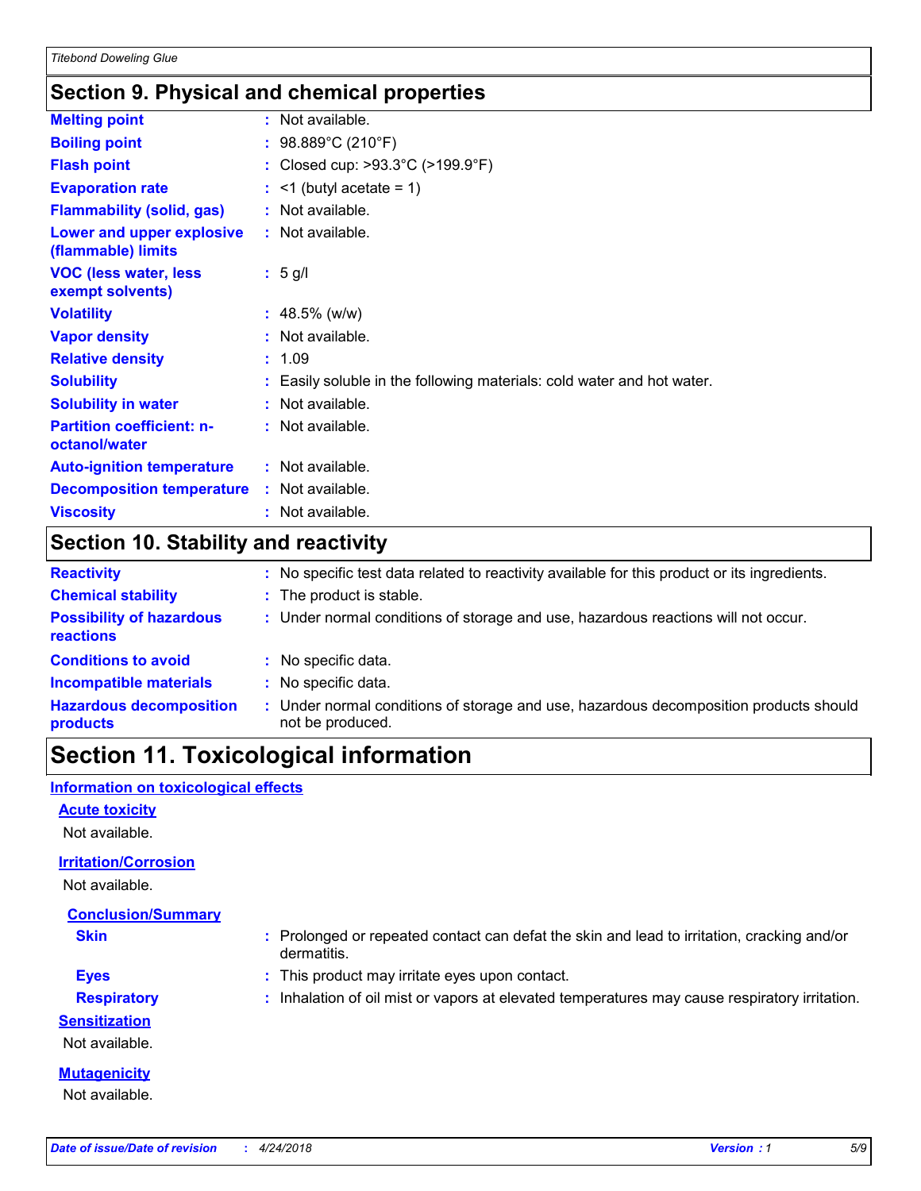## Section 9. Physical and chemical properties

| | |
|---|---|
| **Melting point** | : Not available. |
| **Boiling point** | : 98.889°C (210°F) |
| **Flash point** | : Closed cup: >93.3°C (>199.9°F) |
| **Evaporation rate** | : <1 (butyl acetate = 1) |
| **Flammability (solid, gas)** | : Not available. |
| **Lower and upper explosive (flammable) limits** | : Not available. |
| **VOC (less water, less exempt solvents)** | : 5 g/l |
| **Volatility** | : 48.5% (w/w) |
| **Vapor density** | : Not available. |
| **Relative density** | : 1.09 |
| **Solubility** | : Easily soluble in the following materials: cold water and hot water. |
| **Solubility in water** | : Not available. |
| **Partition coefficient: n-octanol/water** | : Not available. |
| **Auto-ignition temperature** | : Not available. |
| **Decomposition temperature** | : Not available. |
| **Viscosity** | : Not available. |

## Section 10. Stability and reactivity

| | |
|---|---|
| **Reactivity** | : No specific test data related to reactivity available for this product or its ingredients. |
| **Chemical stability** | : The product is stable. |
| **Possibility of hazardous reactions** | : Under normal conditions of storage and use, hazardous reactions will not occur. |
| **Conditions to avoid** | : No specific data. |
| **Incompatible materials** | : No specific data. |
| **Hazardous decomposition products** | : Under normal conditions of storage and use, hazardous decomposition products should not be produced. |

# Section 11. Toxicological information

### Information on toxicological effects

#### Acute toxicity

Not available.

#### Irritation/Corrosion

Not available.

#### Conclusion/Summary

| | |
|---|---|
| **Skin** | : Prolonged or repeated contact can defat the skin and lead to irritation, cracking and/or dermatitis. |
| **Eyes** | : This product may irritate eyes upon contact. |
| **Respiratory** | : Inhalation of oil mist or vapors at elevated temperatures may cause respiratory irritation. |

#### Sensitization

Not available.

#### Mutagenicity

Not available.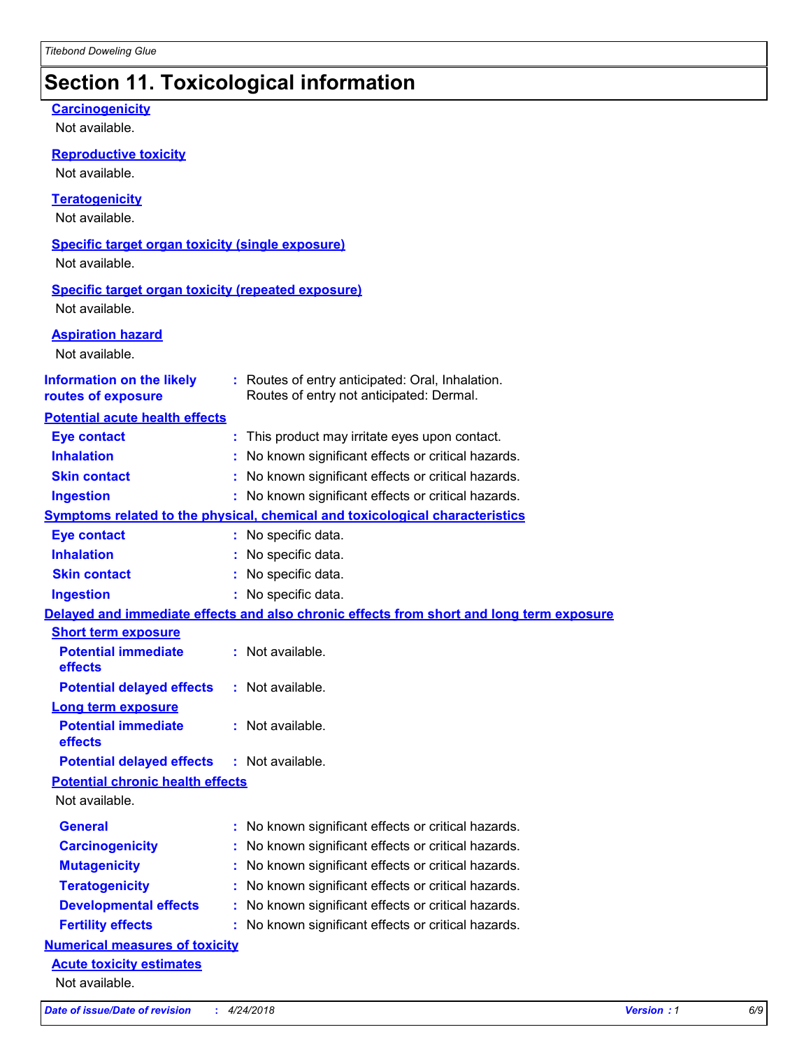# Section 11. Toxicological information

**Carcinogenicity**

Not available.

**Reproductive toxicity**

Not available.

**Teratogenicity**

Not available.

**Specific target organ toxicity (single exposure)**

Not available.

**Specific target organ toxicity (repeated exposure)**

Not available.

**Aspiration hazard**

Not available.

**Information on the likely routes of exposure** : Routes of entry anticipated: Oral, Inhalation. Routes of entry not anticipated: Dermal.

**Potential acute health effects**

**Eye contact** : This product may irritate eyes upon contact.

**Inhalation** : No known significant effects or critical hazards.

**Skin contact** : No known significant effects or critical hazards.

**Ingestion** : No known significant effects or critical hazards.

**Symptoms related to the physical, chemical and toxicological characteristics**

**Eye contact** : No specific data.

**Inhalation** : No specific data.

**Skin contact** : No specific data.

**Ingestion** : No specific data.

**Delayed and immediate effects and also chronic effects from short and long term exposure**

**Short term exposure**

**Potential immediate effects** : Not available.

**Potential delayed effects** : Not available.

**Long term exposure**

**Potential immediate effects** : Not available.

**Potential delayed effects** : Not available.

**Potential chronic health effects**

Not available.

**General** : No known significant effects or critical hazards.

**Carcinogenicity** : No known significant effects or critical hazards.

**Mutagenicity** : No known significant effects or critical hazards.

**Teratogenicity** : No known significant effects or critical hazards.

**Developmental effects** : No known significant effects or critical hazards.

**Fertility effects** : No known significant effects or critical hazards.

**Numerical measures of toxicity**

**Acute toxicity estimates**

Not available.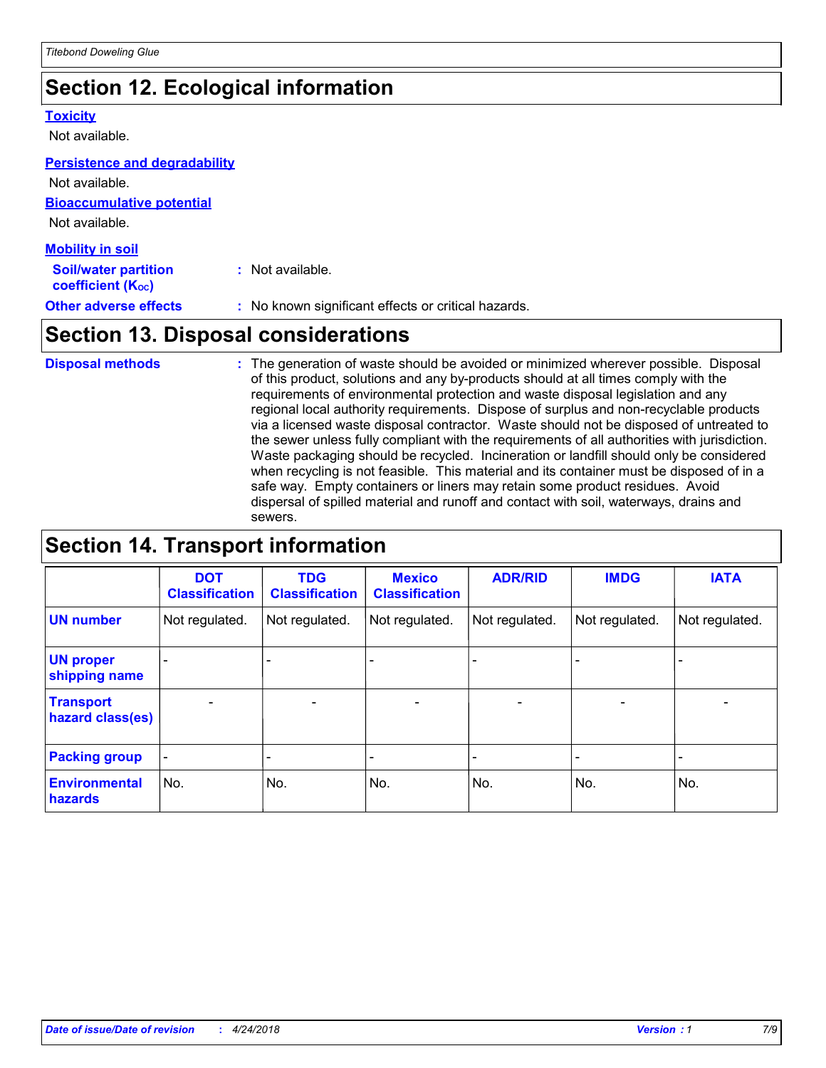## Section 12. Ecological information

**Toxicity**

Not available.

**Persistence and degradability**

Not available.

**Bioaccumulative potential**

Not available.

**Mobility in soil**

**Soil/water partition coefficient ($K_{OC}$)** : Not available.

**Other adverse effects** : No known significant effects or critical hazards.

## Section 13. Disposal considerations

**Disposal methods** : The generation of waste should be avoided or minimized wherever possible. Disposal of this product, solutions and any by-products should at all times comply with the requirements of environmental protection and waste disposal legislation and any regional local authority requirements. Dispose of surplus and non-recyclable products via a licensed waste disposal contractor. Waste should not be disposed of untreated to the sewer unless fully compliant with the requirements of all authorities with jurisdiction. Waste packaging should be recycled. Incineration or landfill should only be considered when recycling is not feasible. This material and its container must be disposed of in a safe way. Empty containers or liners may retain some product residues. Avoid dispersal of spilled material and runoff and contact with soil, waterways, drains and sewers.

## Section 14. Transport information

| | DOT Classification | TDG Classification | Mexico Classification | ADR/RID | IMDG | IATA |
|---|---|---|---|---|---|---|
| **UN number** | Not regulated. | Not regulated. | Not regulated. | Not regulated. | Not regulated. | Not regulated. |
| **UN proper shipping name** | - | - | - | - | - | - |
| **Transport hazard class(es)** | - | - | - | - | - | - |
| **Packing group** | - | - | - | - | - | - |
| **Environmental hazards** | No. | No. | No. | No. | No. | No. |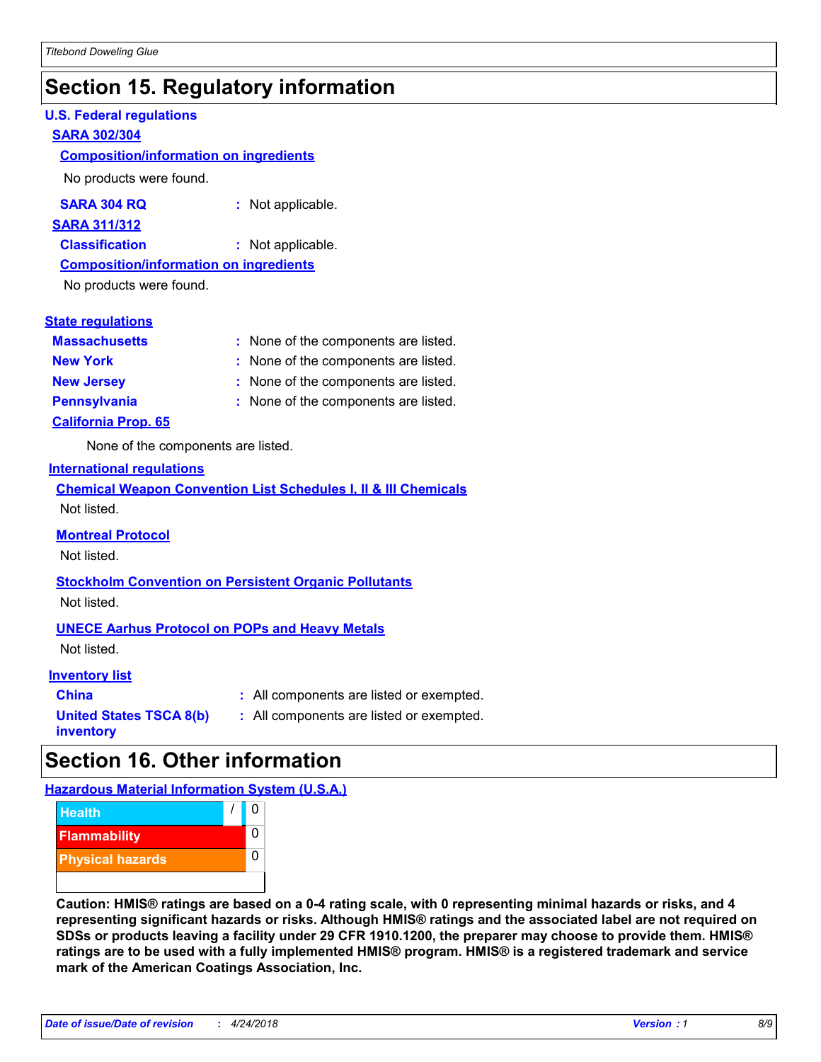## Section 15. Regulatory information

### U.S. Federal regulations

**SARA 302/304**

**Composition/information on ingredients**

No products were found.

**SARA 304 RQ** : Not applicable.

**SARA 311/312**

**Classification** : Not applicable.

**Composition/information on ingredients**

No products were found.

### State regulations

**Massachusetts** : None of the components are listed.

**New York** : None of the components are listed.

**New Jersey** : None of the components are listed.

**Pennsylvania** : None of the components are listed.

**California Prop. 65**

None of the components are listed.

### International regulations

**Chemical Weapon Convention List Schedules I, II & III Chemicals**

Not listed.

**Montreal Protocol**

Not listed.

**Stockholm Convention on Persistent Organic Pollutants**

Not listed.

**UNECE Aarhus Protocol on POPs and Heavy Metals**

Not listed.

### Inventory list

**China** : All components are listed or exempted.

**United States TSCA 8(b) inventory** : All components are listed or exempted.

## Section 16. Other information

### Hazardous Material Information System (U.S.A.)

| | | |
|---|---|---|
| Health | / | 0 |
| Flammability | | 0 |
| Physical hazards | | 0 |

**Caution: HMIS® ratings are based on a 0-4 rating scale, with 0 representing minimal hazards or risks, and 4 representing significant hazards or risks. Although HMIS® ratings and the associated label are not required on SDSs or products leaving a facility under 29 CFR 1910.1200, the preparer may choose to provide them. HMIS® ratings are to be used with a fully implemented HMIS® program. HMIS® is a registered trademark and service mark of the American Coatings Association, Inc.**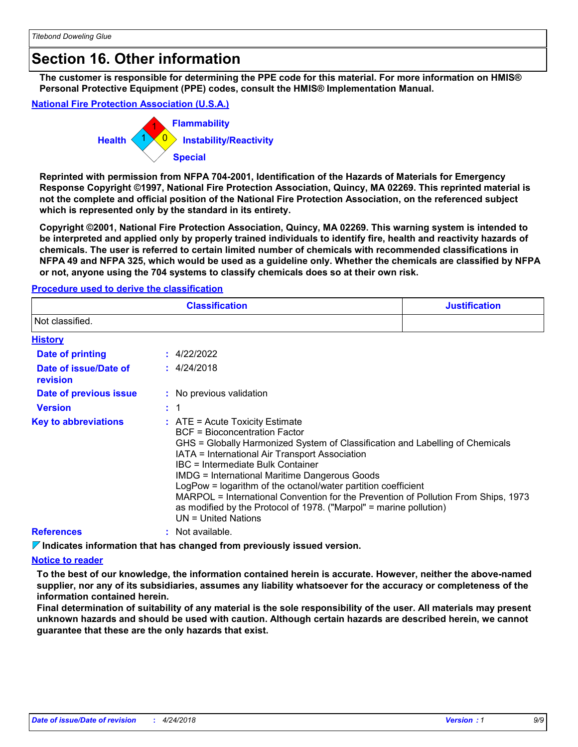# Section 16. Other information

**The customer is responsible for determining the PPE code for this material. For more information on HMIS® Personal Protective Equipment (PPE) codes, consult the HMIS® Implementation Manual.**

## National Fire Protection Association (U.S.A.)

Flammability: 1
Health: 1
Instability/Reactivity: 0
Special

**Reprinted with permission from NFPA 704-2001, Identification of the Hazards of Materials for Emergency Response Copyright ©1997, National Fire Protection Association, Quincy, MA 02269. This reprinted material is not the complete and official position of the National Fire Protection Association, on the referenced subject which is represented only by the standard in its entirety.**

**Copyright ©2001, National Fire Protection Association, Quincy, MA 02269. This warning system is intended to be interpreted and applied only by properly trained individuals to identify fire, health and reactivity hazards of chemicals. The user is referred to certain limited number of chemicals with recommended classifications in NFPA 49 and NFPA 325, which would be used as a guideline only. Whether the chemicals are classified by NFPA or not, anyone using the 704 systems to classify chemicals does so at their own risk.**

## Procedure used to derive the classification

| Classification | Justification |
|---|---|
| Not classified. | |

## History

**Date of printing** : 4/22/2022

**Date of issue/Date of revision** : 4/24/2018

**Date of previous issue** : No previous validation

**Version** : 1

**Key to abbreviations** :
ATE = Acute Toxicity Estimate
BCF = Bioconcentration Factor
GHS = Globally Harmonized System of Classification and Labelling of Chemicals
IATA = International Air Transport Association
IBC = Intermediate Bulk Container
IMDG = International Maritime Dangerous Goods
LogPow = logarithm of the octanol/water partition coefficient
MARPOL = International Convention for the Prevention of Pollution From Ships, 1973 as modified by the Protocol of 1978. ("Marpol" = marine pollution)
UN = United Nations

**References** : Not available.

**Indicates information that has changed from previously issued version.**

## Notice to reader

**To the best of our knowledge, the information contained herein is accurate. However, neither the above-named supplier, nor any of its subsidiaries, assumes any liability whatsoever for the accuracy or completeness of the information contained herein.**

**Final determination of suitability of any material is the sole responsibility of the user. All materials may present unknown hazards and should be used with caution. Although certain hazards are described herein, we cannot guarantee that these are the only hazards that exist.**